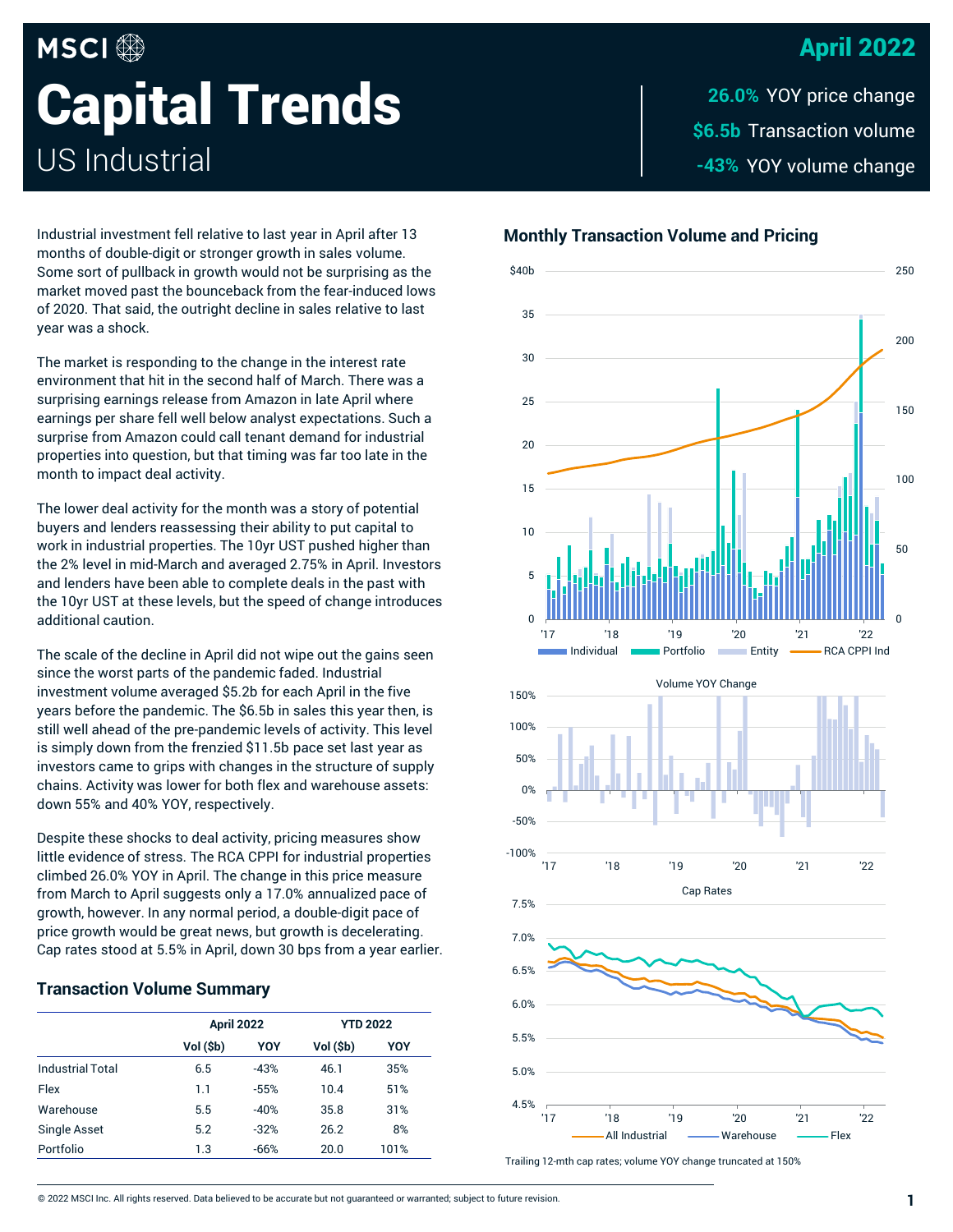MSCI

# Capital Trends

US Industrial

## April 2022

**26.0%** YOY price change

**$6.5b** Transaction volume

**-43%** YOY volume change

Industrial investment fell relative to last year in April after 13 months of double-digit or stronger growth in sales volume. Some sort of pullback in growth would not be surprising as the market moved past the bounceback from the fear-induced lows of 2020. That said, the outright decline in sales relative to last year was a shock.

The market is responding to the change in the interest rate environment that hit in the second half of March. There was a surprising earnings release from Amazon in late April where earnings per share fell well below analyst expectations. Such a surprise from Amazon could call tenant demand for industrial properties into question, but that timing was far too late in the month to impact deal activity.

The lower deal activity for the month was a story of potential buyers and lenders reassessing their ability to put capital to work in industrial properties. The 10yr UST pushed higher than the 2% level in mid-March and averaged 2.75% in April. Investors and lenders have been able to complete deals in the past with the 10yr UST at these levels, but the speed of change introduces additional caution.

The scale of the decline in April did not wipe out the gains seen since the worst parts of the pandemic faded. Industrial investment volume averaged $5.2b for each April in the five years before the pandemic. The $6.5b in sales this year then, is still well ahead of the pre-pandemic levels of activity. This level is simply down from the frenzied $11.5b pace set last year as investors came to grips with changes in the structure of supply chains. Activity was lower for both flex and warehouse assets: down 55% and 40% YOY, respectively.

Despite these shocks to deal activity, pricing measures show little evidence of stress. The RCA CPPI for industrial properties climbed 26.0% YOY in April. The change in this price measure from March to April suggests only a 17.0% annualized pace of growth, however. In any normal period, a double-digit pace of price growth would be great news, but growth is decelerating. Cap rates stood at 5.5% in April, down 30 bps from a year earlier.

### Transaction Volume Summary

| | April 2022 | | YTD 2022 | |
|---|---|---|---|---|
| | Vol ($b) | YOY | Vol ($b) | YOY |
| Industrial Total | 6.5 | -43% | 46.1 | 35% |
| Flex | 1.1 | -55% | 10.4 | 51% |
| Warehouse | 5.5 | -40% | 35.8 | 31% |
| Single Asset | 5.2 | -32% | 26.2 | 8% |
| Portfolio | 1.3 | -66% | 20.0 | 101% |

### Monthly Transaction Volume and Pricing

Trailing 12-mth cap rates; volume YOY change truncated at 150%

© 2022 MSCI Inc. All rights reserved. Data believed to be accurate but not guaranteed or warranted; subject to future revision.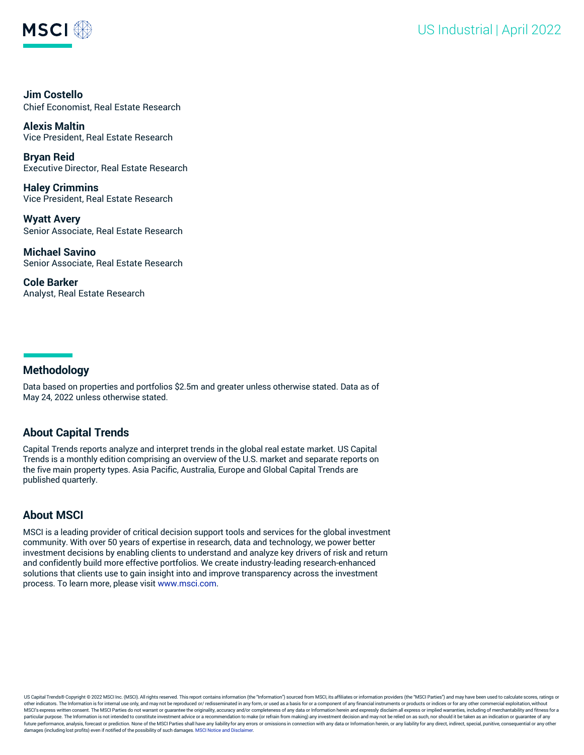**Jim Costello**
Chief Economist, Real Estate Research

**Alexis Maltin**
Vice President, Real Estate Research

**Bryan Reid**
Executive Director, Real Estate Research

**Haley Crimmins**
Vice President, Real Estate Research

**Wyatt Avery**
Senior Associate, Real Estate Research

**Michael Savino**
Senior Associate, Real Estate Research

**Cole Barker**
Analyst, Real Estate Research

## Methodology

Data based on properties and portfolios $2.5m and greater unless otherwise stated. Data as of May 24, 2022 unless otherwise stated.

## About Capital Trends

Capital Trends reports analyze and interpret trends in the global real estate market. US Capital Trends is a monthly edition comprising an overview of the U.S. market and separate reports on the five main property types. Asia Pacific, Australia, Europe and Global Capital Trends are published quarterly.

## About MSCI

MSCI is a leading provider of critical decision support tools and services for the global investment community. With over 50 years of expertise in research, data and technology, we power better investment decisions by enabling clients to understand and analyze key drivers of risk and return and confidently build more effective portfolios. We create industry-leading research-enhanced solutions that clients use to gain insight into and improve transparency across the investment process. To learn more, please visit www.msci.com.

US Capital Trends® Copyright © 2022 MSCI Inc. (MSCI). All rights reserved. This report contains information (the "Information") sourced from MSCI, its affiliates or information providers (the "MSCI Parties") and may have been used to calculate scores, ratings or other indicators. The Information is for internal use only, and may not be reproduced or/ redisseminated in any form, or used as a basis for or a component of any financial instruments or products or indices or for any other commercial exploitation, without MSCI's express written consent. The MSCI Parties do not warrant or guarantee the originality, accuracy and/or completeness of any data or Information herein and expressly disclaim all express or implied warranties, including of merchantability and fitness for a particular purpose. The Information is not intended to constitute investment advice or a recommendation to make (or refrain from making) any investment decision and may not be relied on as such, nor should it be taken as an indication or guarantee of any future performance, analysis, forecast or prediction. None of the MSCI Parties shall have any liability for any errors or omissions in connection with any data or Information herein, or any liability for any direct, indirect, special, punitive, consequential or any other damages (including lost profits) even if notified of the possibility of such damages. MSCI Notice and Disclaimer.